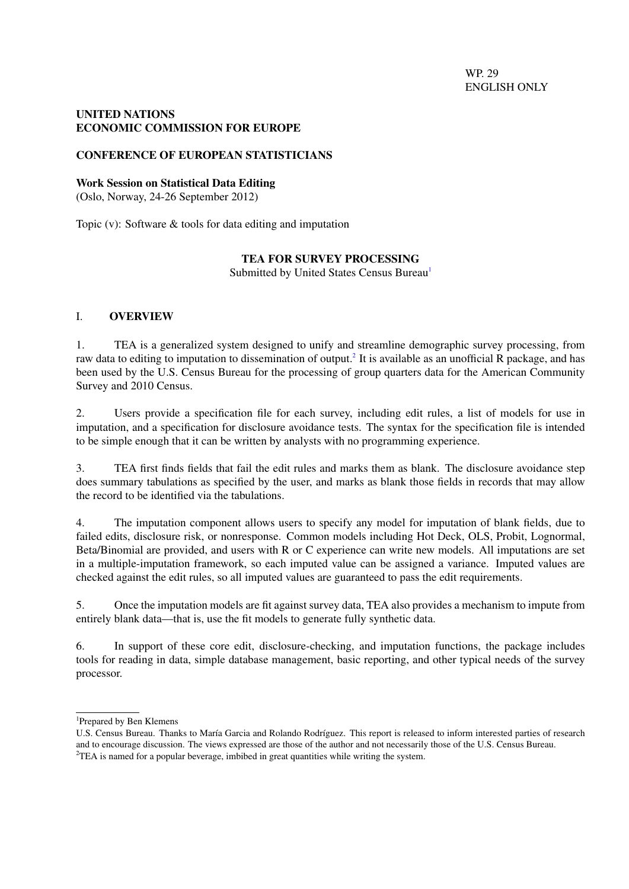WP. 29
ENGLISH ONLY

**UNITED NATIONS**
**ECONOMIC COMMISSION FOR EUROPE**

**CONFERENCE OF EUROPEAN STATISTICIANS**

**Work Session on Statistical Data Editing**
(Oslo, Norway, 24-26 September 2012)

Topic (v): Software & tools for data editing and imputation

# TEA FOR SURVEY PROCESSING

Submitted by United States Census Bureau[1]

## I. OVERVIEW

1. TEA is a generalized system designed to unify and streamline demographic survey processing, from raw data to editing to imputation to dissemination of output.[2] It is available as an unofficial R package, and has been used by the U.S. Census Bureau for the processing of group quarters data for the American Community Survey and 2010 Census.

2. Users provide a specification file for each survey, including edit rules, a list of models for use in imputation, and a specification for disclosure avoidance tests. The syntax for the specification file is intended to be simple enough that it can be written by analysts with no programming experience.

3. TEA first finds fields that fail the edit rules and marks them as blank. The disclosure avoidance step does summary tabulations as specified by the user, and marks as blank those fields in records that may allow the record to be identified via the tabulations.

4. The imputation component allows users to specify any model for imputation of blank fields, due to failed edits, disclosure risk, or nonresponse. Common models including Hot Deck, OLS, Probit, Lognormal, Beta/Binomial are provided, and users with R or C experience can write new models. All imputations are set in a multiple-imputation framework, so each imputed value can be assigned a variance. Imputed values are checked against the edit rules, so all imputed values are guaranteed to pass the edit requirements.

5. Once the imputation models are fit against survey data, TEA also provides a mechanism to impute from entirely blank data—that is, use the fit models to generate fully synthetic data.

6. In support of these core edit, disclosure-checking, and imputation functions, the package includes tools for reading in data, simple database management, basic reporting, and other typical needs of the survey processor.

---

[1] Prepared by Ben Klemens
U.S. Census Bureau. Thanks to María Garcia and Rolando Rodríguez. This report is released to inform interested parties of research and to encourage discussion. The views expressed are those of the author and not necessarily those of the U.S. Census Bureau.

[2] TEA is named for a popular beverage, imbibed in great quantities while writing the system.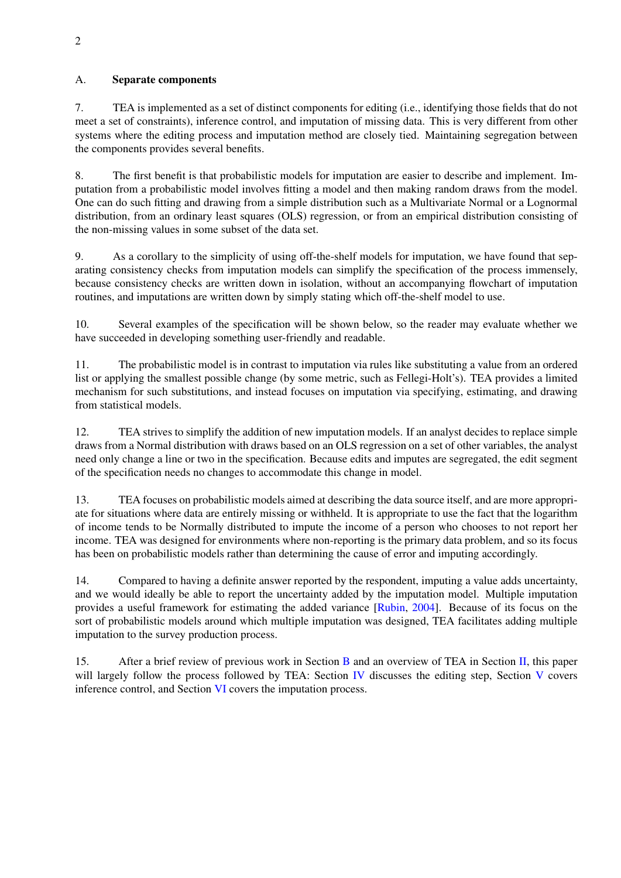## A. Separate components

7. TEA is implemented as a set of distinct components for editing (i.e., identifying those fields that do not meet a set of constraints), inference control, and imputation of missing data. This is very different from other systems where the editing process and imputation method are closely tied. Maintaining segregation between the components provides several benefits.

8. The first benefit is that probabilistic models for imputation are easier to describe and implement. Imputation from a probabilistic model involves fitting a model and then making random draws from the model. One can do such fitting and drawing from a simple distribution such as a Multivariate Normal or a Lognormal distribution, from an ordinary least squares (OLS) regression, or from an empirical distribution consisting of the non-missing values in some subset of the data set.

9. As a corollary to the simplicity of using off-the-shelf models for imputation, we have found that separating consistency checks from imputation models can simplify the specification of the process immensely, because consistency checks are written down in isolation, without an accompanying flowchart of imputation routines, and imputations are written down by simply stating which off-the-shelf model to use.

10. Several examples of the specification will be shown below, so the reader may evaluate whether we have succeeded in developing something user-friendly and readable.

11. The probabilistic model is in contrast to imputation via rules like substituting a value from an ordered list or applying the smallest possible change (by some metric, such as Fellegi-Holt's). TEA provides a limited mechanism for such substitutions, and instead focuses on imputation via specifying, estimating, and drawing from statistical models.

12. TEA strives to simplify the addition of new imputation models. If an analyst decides to replace simple draws from a Normal distribution with draws based on an OLS regression on a set of other variables, the analyst need only change a line or two in the specification. Because edits and imputes are segregated, the edit segment of the specification needs no changes to accommodate this change in model.

13. TEA focuses on probabilistic models aimed at describing the data source itself, and are more appropriate for situations where data are entirely missing or withheld. It is appropriate to use the fact that the logarithm of income tends to be Normally distributed to impute the income of a person who chooses to not report her income. TEA was designed for environments where non-reporting is the primary data problem, and so its focus has been on probabilistic models rather than determining the cause of error and imputing accordingly.

14. Compared to having a definite answer reported by the respondent, imputing a value adds uncertainty, and we would ideally be able to report the uncertainty added by the imputation model. Multiple imputation provides a useful framework for estimating the added variance [Rubin, 2004]. Because of its focus on the sort of probabilistic models around which multiple imputation was designed, TEA facilitates adding multiple imputation to the survey production process.

15. After a brief review of previous work in Section B and an overview of TEA in Section II, this paper will largely follow the process followed by TEA: Section IV discusses the editing step, Section V covers inference control, and Section VI covers the imputation process.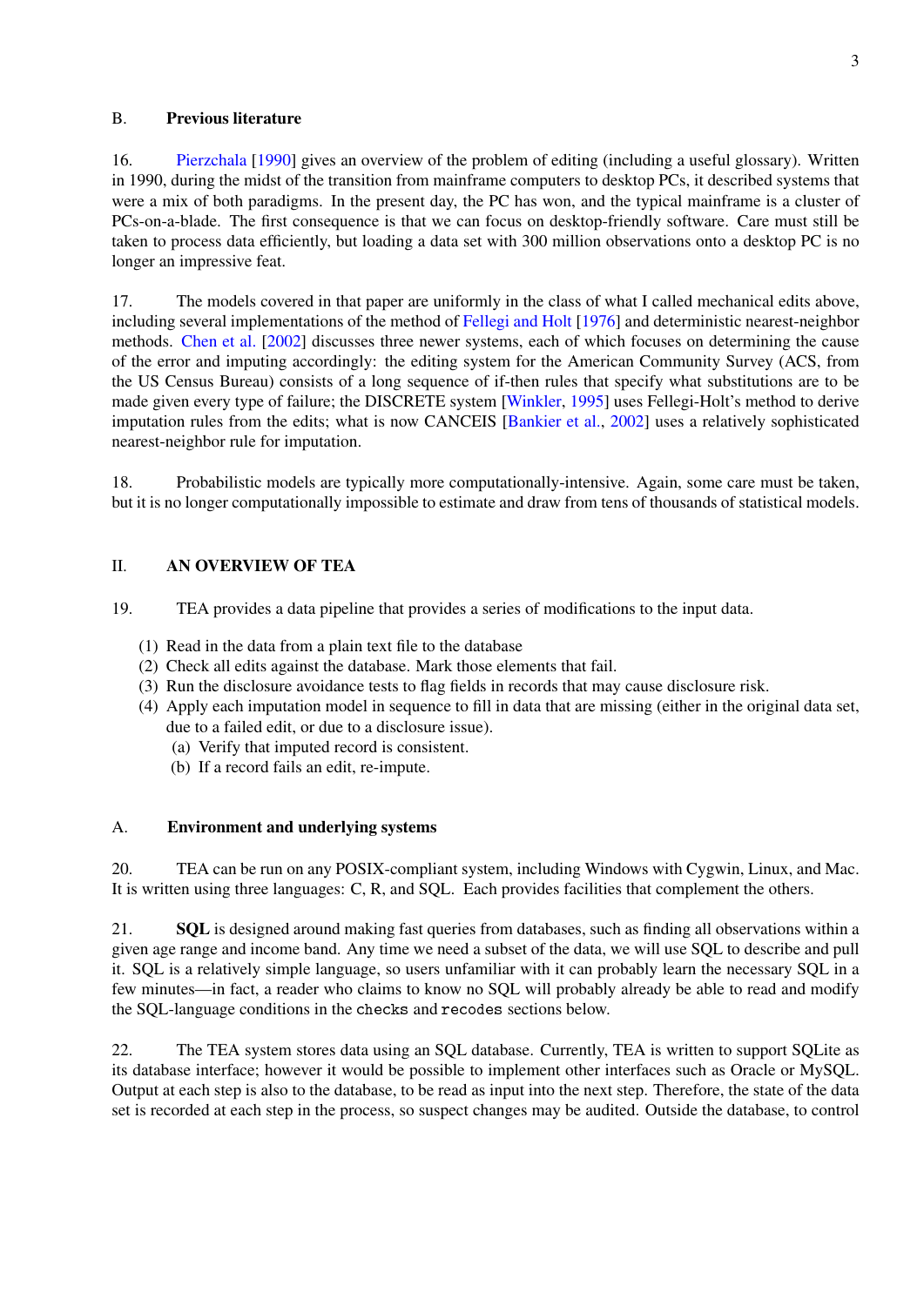### B. Previous literature

16. Pierzchala [1990] gives an overview of the problem of editing (including a useful glossary). Written in 1990, during the midst of the transition from mainframe computers to desktop PCs, it described systems that were a mix of both paradigms. In the present day, the PC has won, and the typical mainframe is a cluster of PCs-on-a-blade. The first consequence is that we can focus on desktop-friendly software. Care must still be taken to process data efficiently, but loading a data set with 300 million observations onto a desktop PC is no longer an impressive feat.

17. The models covered in that paper are uniformly in the class of what I called mechanical edits above, including several implementations of the method of Fellegi and Holt [1976] and deterministic nearest-neighbor methods. Chen et al. [2002] discusses three newer systems, each of which focuses on determining the cause of the error and imputing accordingly: the editing system for the American Community Survey (ACS, from the US Census Bureau) consists of a long sequence of if-then rules that specify what substitutions are to be made given every type of failure; the DISCRETE system [Winkler, 1995] uses Fellegi-Holt's method to derive imputation rules from the edits; what is now CANCEIS [Bankier et al., 2002] uses a relatively sophisticated nearest-neighbor rule for imputation.

18. Probabilistic models are typically more computationally-intensive. Again, some care must be taken, but it is no longer computationally impossible to estimate and draw from tens of thousands of statistical models.

## II. AN OVERVIEW OF TEA

19. TEA provides a data pipeline that provides a series of modifications to the input data.

(1) Read in the data from a plain text file to the database
(2) Check all edits against the database. Mark those elements that fail.
(3) Run the disclosure avoidance tests to flag fields in records that may cause disclosure risk.
(4) Apply each imputation model in sequence to fill in data that are missing (either in the original data set, due to a failed edit, or due to a disclosure issue).
   (a) Verify that imputed record is consistent.
   (b) If a record fails an edit, re-impute.

### A. Environment and underlying systems

20. TEA can be run on any POSIX-compliant system, including Windows with Cygwin, Linux, and Mac. It is written using three languages: C, R, and SQL. Each provides facilities that complement the others.

21. **SQL** is designed around making fast queries from databases, such as finding all observations within a given age range and income band. Any time we need a subset of the data, we will use SQL to describe and pull it. SQL is a relatively simple language, so users unfamiliar with it can probably learn the necessary SQL in a few minutes—in fact, a reader who claims to know no SQL will probably already be able to read and modify the SQL-language conditions in the `checks` and `recodes` sections below.

22. The TEA system stores data using an SQL database. Currently, TEA is written to support SQLite as its database interface; however it would be possible to implement other interfaces such as Oracle or MySQL. Output at each step is also to the database, to be read as input into the next step. Therefore, the state of the data set is recorded at each step in the process, so suspect changes may be audited. Outside the database, to control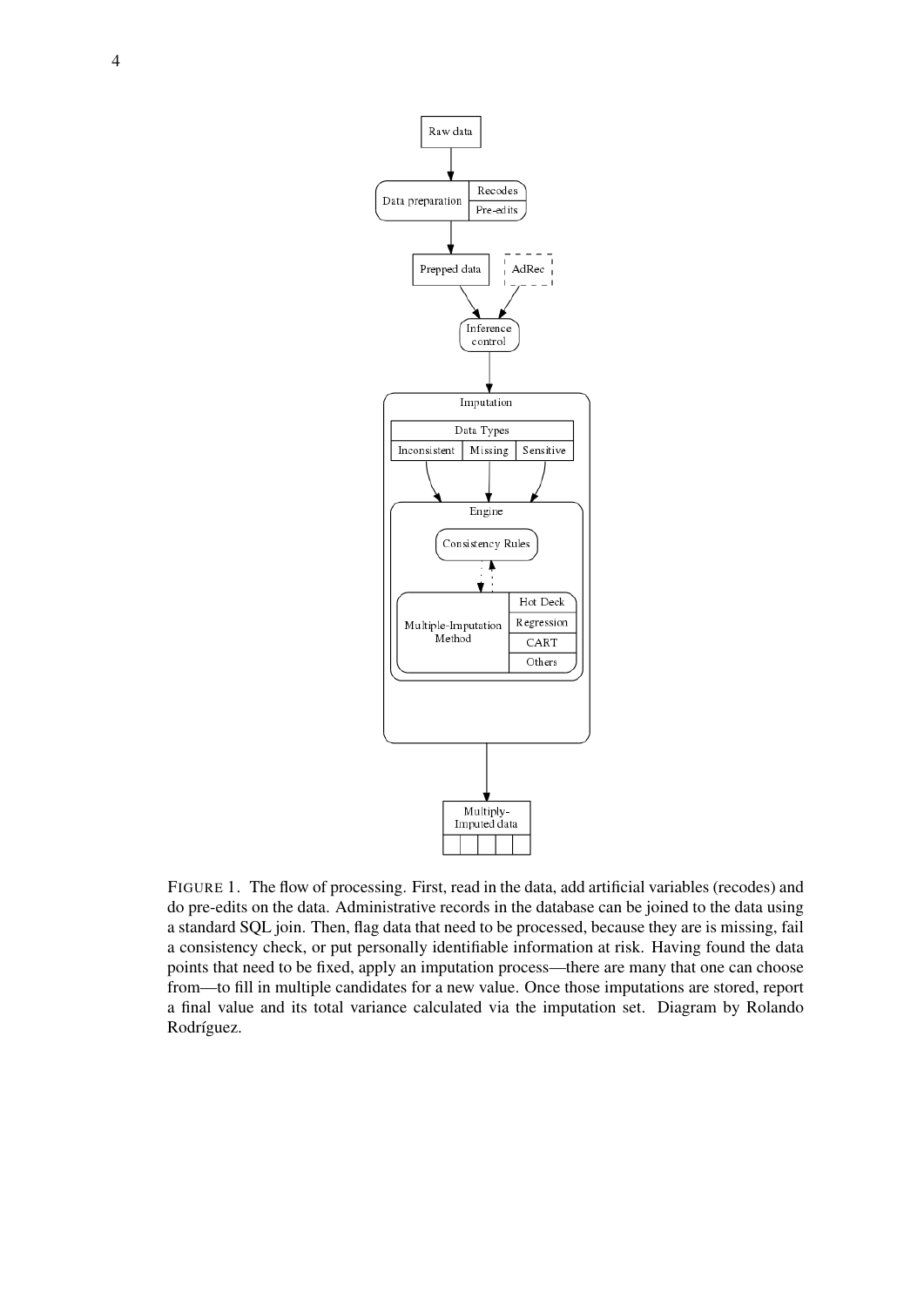FIGURE 1. The flow of processing. First, read in the data, add artificial variables (recodes) and do pre-edits on the data. Administrative records in the database can be joined to the data using a standard SQL join. Then, flag data that need to be processed, because they are is missing, fail a consistency check, or put personally identifiable information at risk. Having found the data points that need to be fixed, apply an imputation process—there are many that one can choose from—to fill in multiple candidates for a new value. Once those imputations are stored, report a final value and its total variance calculated via the imputation set. Diagram by Rolando Rodríguez.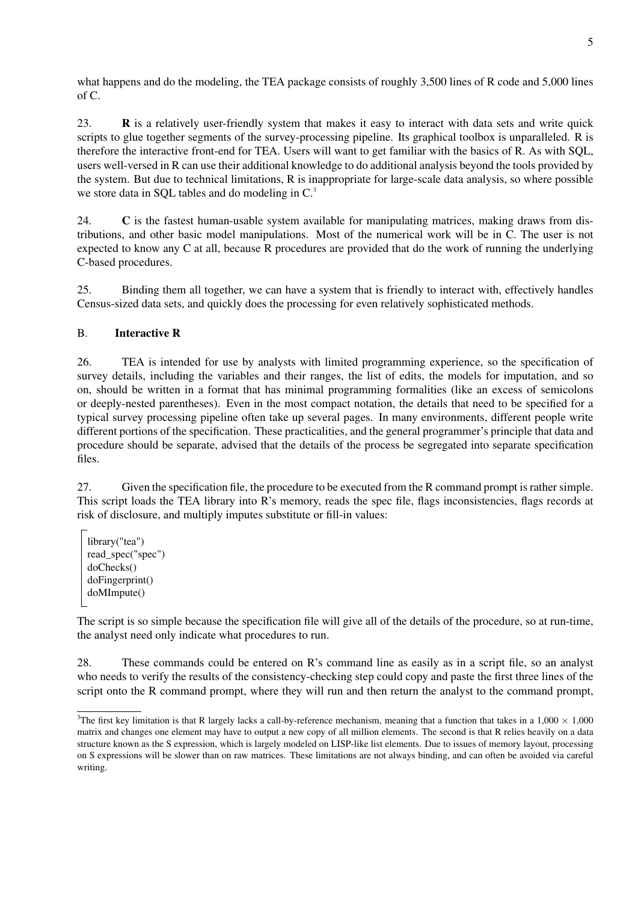what happens and do the modeling, the TEA package consists of roughly 3,500 lines of R code and 5,000 lines of C.

23. **R** is a relatively user-friendly system that makes it easy to interact with data sets and write quick scripts to glue together segments of the survey-processing pipeline. Its graphical toolbox is unparalleled. R is therefore the interactive front-end for TEA. Users will want to get familiar with the basics of R. As with SQL, users well-versed in R can use their additional knowledge to do additional analysis beyond the tools provided by the system. But due to technical limitations, R is inappropriate for large-scale data analysis, so where possible we store data in SQL tables and do modeling in C.[3]

24. **C** is the fastest human-usable system available for manipulating matrices, making draws from distributions, and other basic model manipulations. Most of the numerical work will be in C. The user is not expected to know any C at all, because R procedures are provided that do the work of running the underlying C-based procedures.

25. Binding them all together, we can have a system that is friendly to interact with, effectively handles Census-sized data sets, and quickly does the processing for even relatively sophisticated methods.

## B. **Interactive R**

26. TEA is intended for use by analysts with limited programming experience, so the specification of survey details, including the variables and their ranges, the list of edits, the models for imputation, and so on, should be written in a format that has minimal programming formalities (like an excess of semicolons or deeply-nested parentheses). Even in the most compact notation, the details that need to be specified for a typical survey processing pipeline often take up several pages. In many environments, different people write different portions of the specification. These practicalities, and the general programmer's principle that data and procedure should be separate, advised that the details of the process be segregated into separate specification files.

27. Given the specification file, the procedure to be executed from the R command prompt is rather simple. This script loads the TEA library into R's memory, reads the spec file, flags inconsistencies, flags records at risk of disclosure, and multiply imputes substitute or fill-in values:

```
library("tea")
read_spec("spec")
doChecks()
doFingerprint()
doMImpute()
```

The script is so simple because the specification file will give all of the details of the procedure, so at run-time, the analyst need only indicate what procedures to run.

28. These commands could be entered on R's command line as easily as in a script file, so an analyst who needs to verify the results of the consistency-checking step could copy and paste the first three lines of the script onto the R command prompt, where they will run and then return the analyst to the command prompt,

---

[3]The first key limitation is that R largely lacks a call-by-reference mechanism, meaning that a function that takes in a $1{,}000 \times 1{,}000$ matrix and changes one element may have to output a new copy of all million elements. The second is that R relies heavily on a data structure known as the S expression, which is largely modeled on LISP-like list elements. Due to issues of memory layout, processing on S expressions will be slower than on raw matrices. These limitations are not always binding, and can often be avoided via careful writing.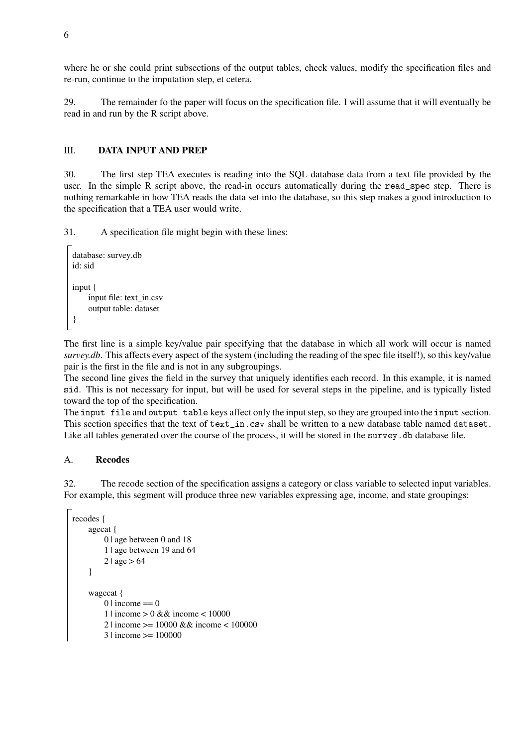where he or she could print subsections of the output tables, check values, modify the specification files and re-run, continue to the imputation step, et cetera.

29. The remainder fo the paper will focus on the specification file. I will assume that it will eventually be read in and run by the R script above.

## III. DATA INPUT AND PREP

30. The first step TEA executes is reading into the SQL database data from a text file provided by the user. In the simple R script above, the read-in occurs automatically during the `read_spec` step. There is nothing remarkable in how TEA reads the data set into the database, so this step makes a good introduction to the specification that a TEA user would write.

31. A specification file might begin with these lines:

```
database: survey.db
id: sid

input {
    input file: text_in.csv
    output table: dataset
}
```

The first line is a simple key/value pair specifying that the database in which all work will occur is named *survey.db*. This affects every aspect of the system (including the reading of the spec file itself!), so this key/value pair is the first in the file and is not in any subgroupings.

The second line gives the field in the survey that uniquely identifies each record. In this example, it is named `sid`. This is not necessary for input, but will be used for several steps in the pipeline, and is typically listed toward the top of the specification.

The `input file` and `output table` keys affect only the input step, so they are grouped into the `input` section. This section specifies that the text of `text_in.csv` shall be written to a new database table named `dataset`. Like all tables generated over the course of the process, it will be stored in the `survey.db` database file.

### A. Recodes

32. The recode section of the specification assigns a category or class variable to selected input variables. For example, this segment will produce three new variables expressing age, income, and state groupings:

```
recodes {
    agecat {
        0 | age between 0 and 18
        1 | age between 19 and 64
        2 | age > 64
    }

    wagecat {
        0 | income == 0
        1 | income > 0 && income < 10000
        2 | income >= 10000 && income < 100000
        3 | income >= 100000
```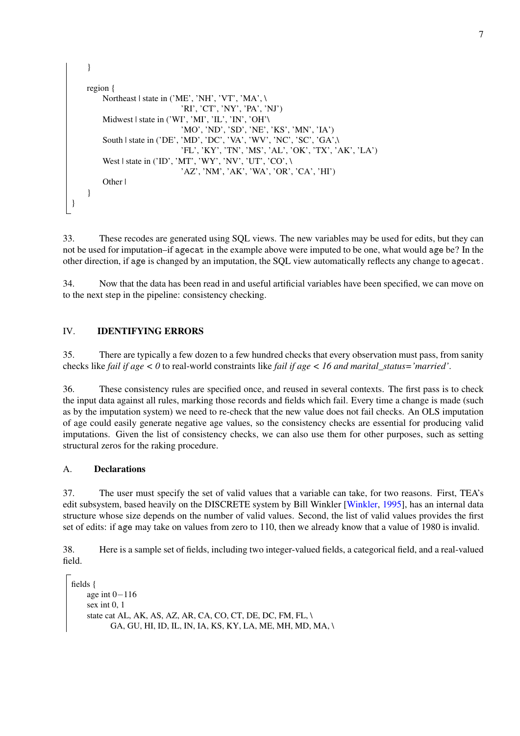```
    }

    region {
        Northeast | state in ('ME', 'NH', 'VT', 'MA', \
                              'RI', 'CT', 'NY', 'PA', 'NJ')
        Midwest | state in ('WI', 'MI', 'IL', 'IN', 'OH'\
                              'MO', 'ND', 'SD', 'NE', 'KS', 'MN', 'IA')
        South | state in ('DE', 'MD', 'DC', 'VA', 'WV', 'NC', 'SC', 'GA',\
                              'FL', 'KY', 'TN', 'MS', 'AL', 'OK', 'TX', 'AK', 'LA')
        West | state in ('ID', 'MT', 'WY', 'NV', 'UT', 'CO', \
                              'AZ', 'NM', 'AK', 'WA', 'OR', 'CA', 'HI')
        Other |
    }
}
```

33. These recodes are generated using SQL views. The new variables may be used for edits, but they can not be used for imputation–if `agecat` in the example above were imputed to be one, what would `age` be? In the other direction, if `age` is changed by an imputation, the SQL view automatically reflects any change to `agecat`.

34. Now that the data has been read in and useful artificial variables have been specified, we can move on to the next step in the pipeline: consistency checking.

## IV. IDENTIFYING ERRORS

35. There are typically a few dozen to a few hundred checks that every observation must pass, from sanity checks like *fail if age < 0* to real-world constraints like *fail if age < 16 and marital_status='married'*.

36. These consistency rules are specified once, and reused in several contexts. The first pass is to check the input data against all rules, marking those records and fields which fail. Every time a change is made (such as by the imputation system) we need to re-check that the new value does not fail checks. An OLS imputation of age could easily generate negative age values, so the consistency checks are essential for producing valid imputations. Given the list of consistency checks, we can also use them for other purposes, such as setting structural zeros for the raking procedure.

### A. Declarations

37. The user must specify the set of valid values that a variable can take, for two reasons. First, TEA's edit subsystem, based heavily on the DISCRETE system by Bill Winkler [Winkler, 1995], has an internal data structure whose size depends on the number of valid values. Second, the list of valid values provides the first set of edits: if `age` may take on values from zero to 110, then we already know that a value of 1980 is invalid.

38. Here is a sample set of fields, including two integer-valued fields, a categorical field, and a real-valued field.

```
fields {
    age int 0−116
    sex int 0, 1
    state cat AL, AK, AS, AZ, AR, CA, CO, CT, DE, DC, FM, FL, \
          GA, GU, HI, ID, IL, IN, IA, KS, KY, LA, ME, MH, MD, MA, \
```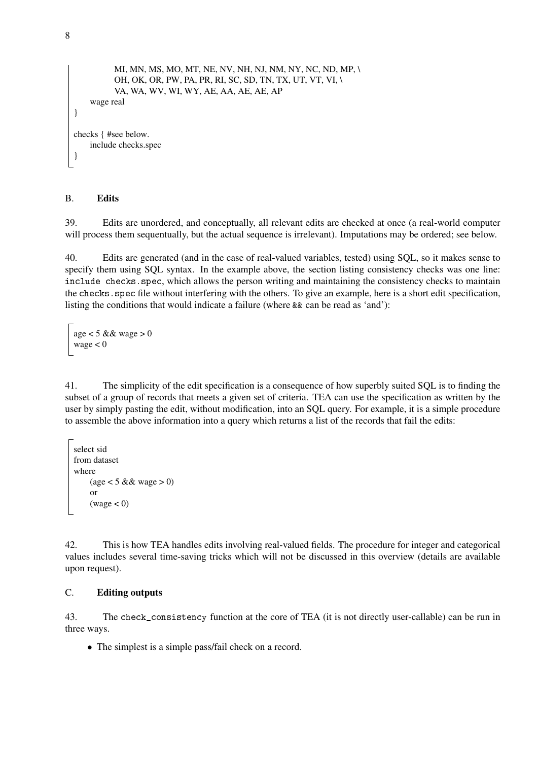```
            MI, MN, MS, MO, MT, NE, NV, NH, NJ, NM, NY, NC, ND, MP, \
            OH, OK, OR, PW, PA, PR, RI, SC, SD, TN, TX, UT, VT, VI, \
            VA, WA, WV, WI, WY, AE, AA, AE, AE, AP
    wage real
}

checks { #see below.
    include checks.spec
}
```

## B. Edits

39. Edits are unordered, and conceptually, all relevant edits are checked at once (a real-world computer will process them sequentually, but the actual sequence is irrelevant). Imputations may be ordered; see below.

40. Edits are generated (and in the case of real-valued variables, tested) using SQL, so it makes sense to specify them using SQL syntax. In the example above, the section listing consistency checks was one line: `include checks.spec`, which allows the person writing and maintaining the consistency checks to maintain the `checks.spec` file without interfering with the others. To give an example, here is a short edit specification, listing the conditions that would indicate a failure (where `&&` can be read as 'and'):

```
age < 5 && wage > 0
wage < 0
```

41. The simplicity of the edit specification is a consequence of how superbly suited SQL is to finding the subset of a group of records that meets a given set of criteria. TEA can use the specification as written by the user by simply pasting the edit, without modification, into an SQL query. For example, it is a simple procedure to assemble the above information into a query which returns a list of the records that fail the edits:

```
select sid
from dataset
where
    (age < 5 && wage > 0)
    or
    (wage < 0)
```

42. This is how TEA handles edits involving real-valued fields. The procedure for integer and categorical values includes several time-saving tricks which will not be discussed in this overview (details are available upon request).

## C. Editing outputs

43. The `check_consistency` function at the core of TEA (it is not directly user-callable) can be run in three ways.

- The simplest is a simple pass/fail check on a record.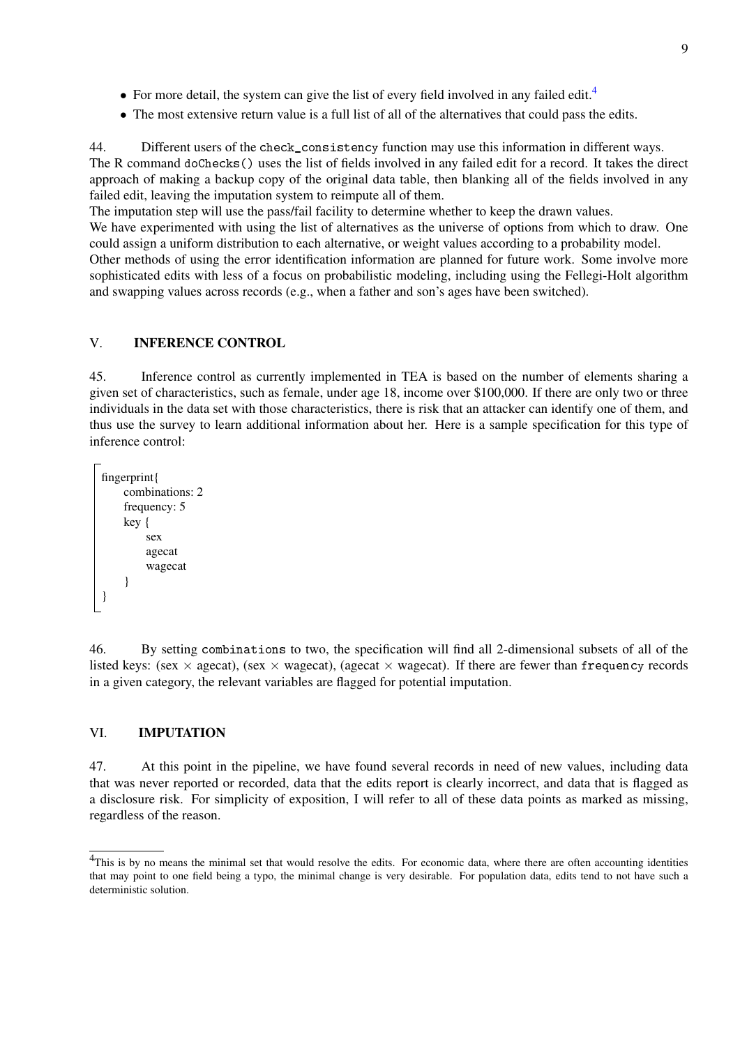- For more detail, the system can give the list of every field involved in any failed edit.[4]
- The most extensive return value is a full list of all of the alternatives that could pass the edits.

44. Different users of the `check_consistency` function may use this information in different ways. The R command `doChecks()` uses the list of fields involved in any failed edit for a record. It takes the direct approach of making a backup copy of the original data table, then blanking all of the fields involved in any failed edit, leaving the imputation system to reimpute all of them.
The imputation step will use the pass/fail facility to determine whether to keep the drawn values.
We have experimented with using the list of alternatives as the universe of options from which to draw. One could assign a uniform distribution to each alternative, or weight values according to a probability model.
Other methods of using the error identification information are planned for future work. Some involve more sophisticated edits with less of a focus on probabilistic modeling, including using the Fellegi-Holt algorithm and swapping values across records (e.g., when a father and son's ages have been switched).

## V. INFERENCE CONTROL

45. Inference control as currently implemented in TEA is based on the number of elements sharing a given set of characteristics, such as female, under age 18, income over $100,000. If there are only two or three individuals in the data set with those characteristics, there is risk that an attacker can identify one of them, and thus use the survey to learn additional information about her. Here is a sample specification for this type of inference control:

```
fingerprint{
    combinations: 2
    frequency: 5
    key {
        sex
        agecat
        wagecat
    }
}
```

46. By setting `combinations` to two, the specification will find all 2-dimensional subsets of all of the listed keys: (sex × agecat), (sex × wagecat), (agecat × wagecat). If there are fewer than `frequency` records in a given category, the relevant variables are flagged for potential imputation.

## VI. IMPUTATION

47. At this point in the pipeline, we have found several records in need of new values, including data that was never reported or recorded, data that the edits report is clearly incorrect, and data that is flagged as a disclosure risk. For simplicity of exposition, I will refer to all of these data points as marked as missing, regardless of the reason.

[4] This is by no means the minimal set that would resolve the edits. For economic data, where there are often accounting identities that may point to one field being a typo, the minimal change is very desirable. For population data, edits tend to not have such a deterministic solution.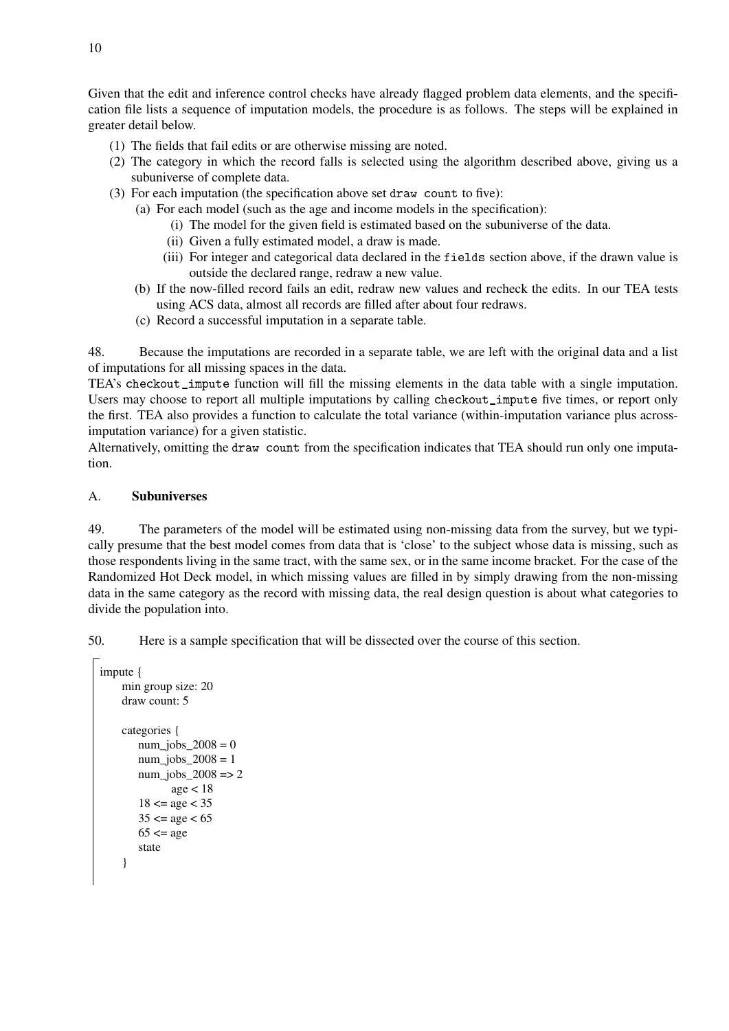Given that the edit and inference control checks have already flagged problem data elements, and the specification file lists a sequence of imputation models, the procedure is as follows. The steps will be explained in greater detail below.

(1) The fields that fail edits or are otherwise missing are noted.
(2) The category in which the record falls is selected using the algorithm described above, giving us a subuniverse of complete data.
(3) For each imputation (the specification above set `draw count` to five):
   (a) For each model (such as the age and income models in the specification):
      (i) The model for the given field is estimated based on the subuniverse of the data.
      (ii) Given a fully estimated model, a draw is made.
      (iii) For integer and categorical data declared in the `fields` section above, if the drawn value is outside the declared range, redraw a new value.
   (b) If the now-filled record fails an edit, redraw new values and recheck the edits. In our TEA tests using ACS data, almost all records are filled after about four redraws.
   (c) Record a successful imputation in a separate table.

48. Because the imputations are recorded in a separate table, we are left with the original data and a list of imputations for all missing spaces in the data.
TEA's `checkout_impute` function will fill the missing elements in the data table with a single imputation. Users may choose to report all multiple imputations by calling `checkout_impute` five times, or report only the first. TEA also provides a function to calculate the total variance (within-imputation variance plus across-imputation variance) for a given statistic.
Alternatively, omitting the `draw count` from the specification indicates that TEA should run only one imputation.

## A. Subuniverses

49. The parameters of the model will be estimated using non-missing data from the survey, but we typically presume that the best model comes from data that is 'close' to the subject whose data is missing, such as those respondents living in the same tract, with the same sex, or in the same income bracket. For the case of the Randomized Hot Deck model, in which missing values are filled in by simply drawing from the non-missing data in the same category as the record with missing data, the real design question is about what categories to divide the population into.

50. Here is a sample specification that will be dissected over the course of this section.

```
impute {
    min group size: 20
    draw count: 5

    categories {
        num_jobs_2008 = 0
        num_jobs_2008 = 1
        num_jobs_2008 => 2
                age < 18
        18 <= age < 35
        35 <= age < 65
        65 <= age
        state
    }
```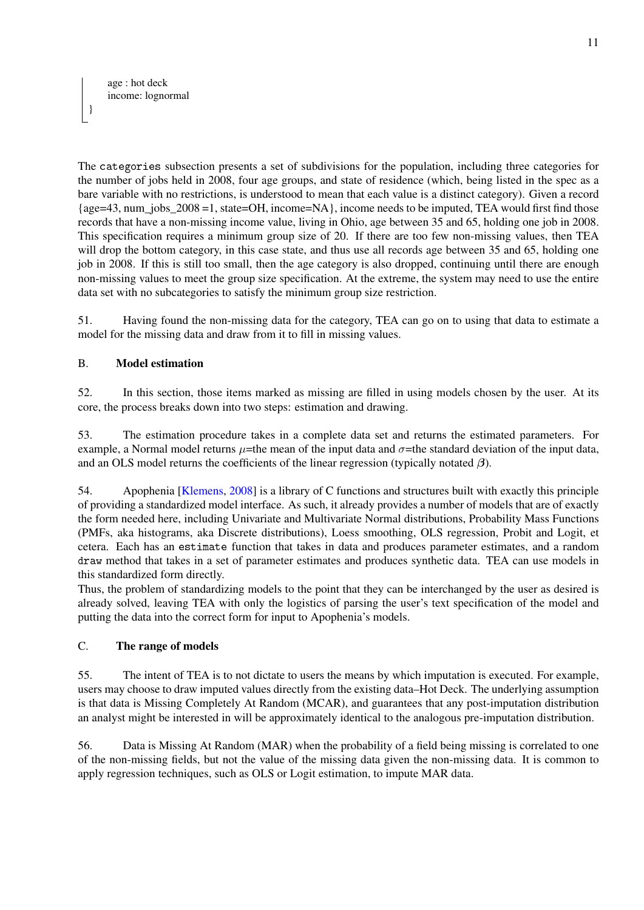```
    age : hot deck
    income: lognormal
}
```

The `categories` subsection presents a set of subdivisions for the population, including three categories for the number of jobs held in 2008, four age groups, and state of residence (which, being listed in the spec as a bare variable with no restrictions, is understood to mean that each value is a distinct category). Given a record {age=43, num_jobs_2008 =1, state=OH, income=NA}, income needs to be imputed, TEA would first find those records that have a non-missing income value, living in Ohio, age between 35 and 65, holding one job in 2008. This specification requires a minimum group size of 20. If there are too few non-missing values, then TEA will drop the bottom category, in this case state, and thus use all records age between 35 and 65, holding one job in 2008. If this is still too small, then the age category is also dropped, continuing until there are enough non-missing values to meet the group size specification. At the extreme, the system may need to use the entire data set with no subcategories to satisfy the minimum group size restriction.

51. Having found the non-missing data for the category, TEA can go on to using that data to estimate a model for the missing data and draw from it to fill in missing values.

### B. Model estimation

52. In this section, those items marked as missing are filled in using models chosen by the user. At its core, the process breaks down into two steps: estimation and drawing.

53. The estimation procedure takes in a complete data set and returns the estimated parameters. For example, a Normal model returns $\mu$=the mean of the input data and $\sigma$=the standard deviation of the input data, and an OLS model returns the coefficients of the linear regression (typically notated $\boldsymbol{\beta}$).

54. Apophenia [Klemens, 2008] is a library of C functions and structures built with exactly this principle of providing a standardized model interface. As such, it already provides a number of models that are of exactly the form needed here, including Univariate and Multivariate Normal distributions, Probability Mass Functions (PMFs, aka histograms, aka Discrete distributions), Loess smoothing, OLS regression, Probit and Logit, et cetera. Each has an `estimate` function that takes in data and produces parameter estimates, and a random `draw` method that takes in a set of parameter estimates and produces synthetic data. TEA can use models in this standardized form directly.
Thus, the problem of standardizing models to the point that they can be interchanged by the user as desired is already solved, leaving TEA with only the logistics of parsing the user's text specification of the model and putting the data into the correct form for input to Apophenia's models.

### C. The range of models

55. The intent of TEA is to not dictate to users the means by which imputation is executed. For example, users may choose to draw imputed values directly from the existing data–Hot Deck. The underlying assumption is that data is Missing Completely At Random (MCAR), and guarantees that any post-imputation distribution an analyst might be interested in will be approximately identical to the analogous pre-imputation distribution.

56. Data is Missing At Random (MAR) when the probability of a field being missing is correlated to one of the non-missing fields, but not the value of the missing data given the non-missing data. It is common to apply regression techniques, such as OLS or Logit estimation, to impute MAR data.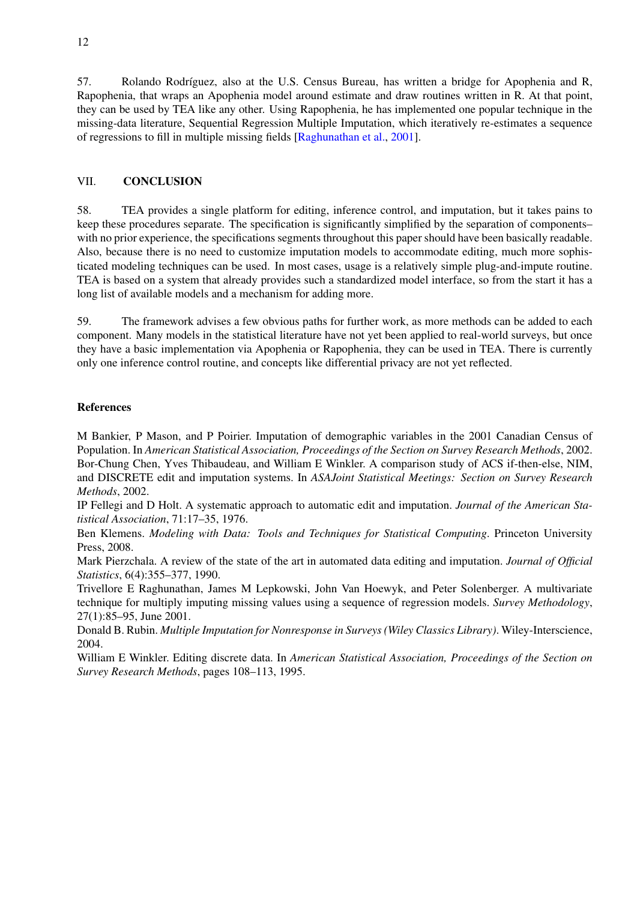57. Rolando Rodríguez, also at the U.S. Census Bureau, has written a bridge for Apophenia and R, Rapophenia, that wraps an Apophenia model around estimate and draw routines written in R. At that point, they can be used by TEA like any other. Using Rapophenia, he has implemented one popular technique in the missing-data literature, Sequential Regression Multiple Imputation, which iteratively re-estimates a sequence of regressions to fill in multiple missing fields [Raghunathan et al., 2001].

## VII. CONCLUSION

58. TEA provides a single platform for editing, inference control, and imputation, but it takes pains to keep these procedures separate. The specification is significantly simplified by the separation of components–with no prior experience, the specifications segments throughout this paper should have been basically readable. Also, because there is no need to customize imputation models to accommodate editing, much more sophisticated modeling techniques can be used. In most cases, usage is a relatively simple plug-and-impute routine. TEA is based on a system that already provides such a standardized model interface, so from the start it has a long list of available models and a mechanism for adding more.

59. The framework advises a few obvious paths for further work, as more methods can be added to each component. Many models in the statistical literature have not yet been applied to real-world surveys, but once they have a basic implementation via Apophenia or Rapophenia, they can be used in TEA. There is currently only one inference control routine, and concepts like differential privacy are not yet reflected.

### References

M Bankier, P Mason, and P Poirier. Imputation of demographic variables in the 2001 Canadian Census of Population. In *American Statistical Association, Proceedings of the Section on Survey Research Methods*, 2002.

Bor-Chung Chen, Yves Thibaudeau, and William E Winkler. A comparison study of ACS if-then-else, NIM, and DISCRETE edit and imputation systems. In *ASAJoint Statistical Meetings: Section on Survey Research Methods*, 2002.

IP Fellegi and D Holt. A systematic approach to automatic edit and imputation. *Journal of the American Statistical Association*, 71:17–35, 1976.

Ben Klemens. *Modeling with Data: Tools and Techniques for Statistical Computing*. Princeton University Press, 2008.

Mark Pierzchala. A review of the state of the art in automated data editing and imputation. *Journal of Official Statistics*, 6(4):355–377, 1990.

Trivellore E Raghunathan, James M Lepkowski, John Van Hoewyk, and Peter Solenberger. A multivariate technique for multiply imputing missing values using a sequence of regression models. *Survey Methodology*, 27(1):85–95, June 2001.

Donald B. Rubin. *Multiple Imputation for Nonresponse in Surveys (Wiley Classics Library)*. Wiley-Interscience, 2004.

William E Winkler. Editing discrete data. In *American Statistical Association, Proceedings of the Section on Survey Research Methods*, pages 108–113, 1995.